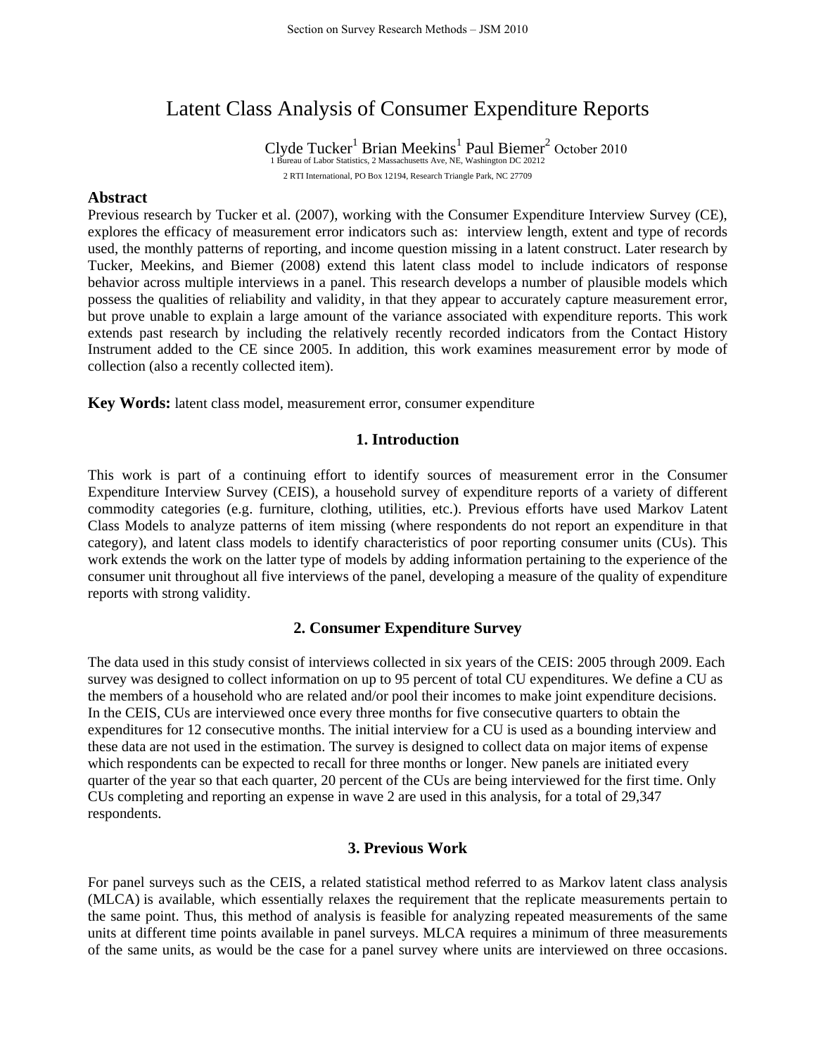# Latent Class Analysis of Consumer Expenditure Reports

Clyde Tucker[1] Brian Meekins[1] Paul Biemer[2] October 2010

1 Bureau of Labor Statistics, 2 Massachusetts Ave, NE, Washington DC 20212

2 RTI International, PO Box 12194, Research Triangle Park, NC 27709

## Abstract

Previous research by Tucker et al. (2007), working with the Consumer Expenditure Interview Survey (CE), explores the efficacy of measurement error indicators such as: interview length, extent and type of records used, the monthly patterns of reporting, and income question missing in a latent construct. Later research by Tucker, Meekins, and Biemer (2008) extend this latent class model to include indicators of response behavior across multiple interviews in a panel. This research develops a number of plausible models which possess the qualities of reliability and validity, in that they appear to accurately capture measurement error, but prove unable to explain a large amount of the variance associated with expenditure reports. This work extends past research by including the relatively recently recorded indicators from the Contact History Instrument added to the CE since 2005. In addition, this work examines measurement error by mode of collection (also a recently collected item).

**Key Words:** latent class model, measurement error, consumer expenditure

## 1. Introduction

This work is part of a continuing effort to identify sources of measurement error in the Consumer Expenditure Interview Survey (CEIS), a household survey of expenditure reports of a variety of different commodity categories (e.g. furniture, clothing, utilities, etc.). Previous efforts have used Markov Latent Class Models to analyze patterns of item missing (where respondents do not report an expenditure in that category), and latent class models to identify characteristics of poor reporting consumer units (CUs). This work extends the work on the latter type of models by adding information pertaining to the experience of the consumer unit throughout all five interviews of the panel, developing a measure of the quality of expenditure reports with strong validity.

## 2. Consumer Expenditure Survey

The data used in this study consist of interviews collected in six years of the CEIS: 2005 through 2009. Each survey was designed to collect information on up to 95 percent of total CU expenditures. We define a CU as the members of a household who are related and/or pool their incomes to make joint expenditure decisions. In the CEIS, CUs are interviewed once every three months for five consecutive quarters to obtain the expenditures for 12 consecutive months. The initial interview for a CU is used as a bounding interview and these data are not used in the estimation. The survey is designed to collect data on major items of expense which respondents can be expected to recall for three months or longer. New panels are initiated every quarter of the year so that each quarter, 20 percent of the CUs are being interviewed for the first time. Only CUs completing and reporting an expense in wave 2 are used in this analysis, for a total of 29,347 respondents.

## 3. Previous Work

For panel surveys such as the CEIS, a related statistical method referred to as Markov latent class analysis (MLCA) is available, which essentially relaxes the requirement that the replicate measurements pertain to the same point. Thus, this method of analysis is feasible for analyzing repeated measurements of the same units at different time points available in panel surveys. MLCA requires a minimum of three measurements of the same units, as would be the case for a panel survey where units are interviewed on three occasions.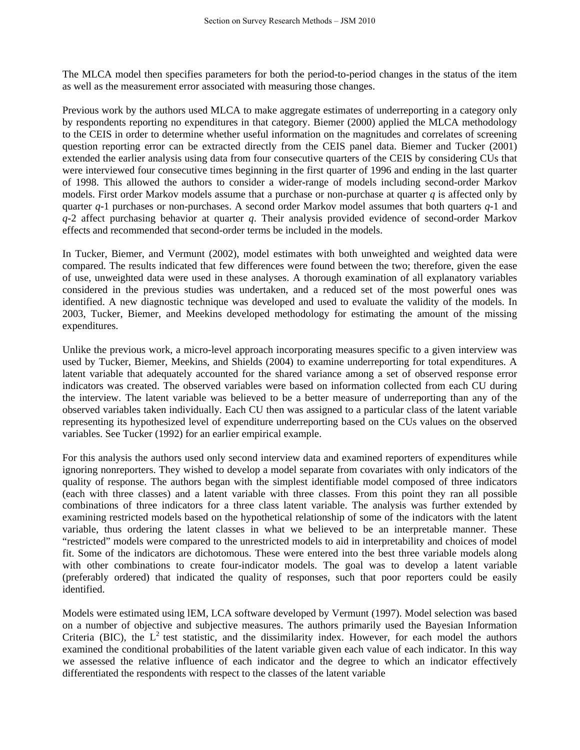The MLCA model then specifies parameters for both the period-to-period changes in the status of the item as well as the measurement error associated with measuring those changes.

Previous work by the authors used MLCA to make aggregate estimates of underreporting in a category only by respondents reporting no expenditures in that category. Biemer (2000) applied the MLCA methodology to the CEIS in order to determine whether useful information on the magnitudes and correlates of screening question reporting error can be extracted directly from the CEIS panel data. Biemer and Tucker (2001) extended the earlier analysis using data from four consecutive quarters of the CEIS by considering CUs that were interviewed four consecutive times beginning in the first quarter of 1996 and ending in the last quarter of 1998. This allowed the authors to consider a wider-range of models including second-order Markov models. First order Markov models assume that a purchase or non-purchase at quarter *q* is affected only by quarter *q*-1 purchases or non-purchases. A second order Markov model assumes that both quarters *q*-1 and *q*-2 affect purchasing behavior at quarter *q*. Their analysis provided evidence of second-order Markov effects and recommended that second-order terms be included in the models.

In Tucker, Biemer, and Vermunt (2002), model estimates with both unweighted and weighted data were compared. The results indicated that few differences were found between the two; therefore, given the ease of use, unweighted data were used in these analyses. A thorough examination of all explanatory variables considered in the previous studies was undertaken, and a reduced set of the most powerful ones was identified. A new diagnostic technique was developed and used to evaluate the validity of the models. In 2003, Tucker, Biemer, and Meekins developed methodology for estimating the amount of the missing expenditures.

Unlike the previous work, a micro-level approach incorporating measures specific to a given interview was used by Tucker, Biemer, Meekins, and Shields (2004) to examine underreporting for total expenditures. A latent variable that adequately accounted for the shared variance among a set of observed response error indicators was created. The observed variables were based on information collected from each CU during the interview. The latent variable was believed to be a better measure of underreporting than any of the observed variables taken individually. Each CU then was assigned to a particular class of the latent variable representing its hypothesized level of expenditure underreporting based on the CUs values on the observed variables. See Tucker (1992) for an earlier empirical example.

For this analysis the authors used only second interview data and examined reporters of expenditures while ignoring nonreporters. They wished to develop a model separate from covariates with only indicators of the quality of response. The authors began with the simplest identifiable model composed of three indicators (each with three classes) and a latent variable with three classes. From this point they ran all possible combinations of three indicators for a three class latent variable. The analysis was further extended by examining restricted models based on the hypothetical relationship of some of the indicators with the latent variable, thus ordering the latent classes in what we believed to be an interpretable manner. These "restricted" models were compared to the unrestricted models to aid in interpretability and choices of model fit. Some of the indicators are dichotomous. These were entered into the best three variable models along with other combinations to create four-indicator models. The goal was to develop a latent variable (preferably ordered) that indicated the quality of responses, such that poor reporters could be easily identified.

Models were estimated using lEM, LCA software developed by Vermunt (1997). Model selection was based on a number of objective and subjective measures. The authors primarily used the Bayesian Information Criteria (BIC), the $L^2$ test statistic, and the dissimilarity index. However, for each model the authors examined the conditional probabilities of the latent variable given each value of each indicator. In this way we assessed the relative influence of each indicator and the degree to which an indicator effectively differentiated the respondents with respect to the classes of the latent variable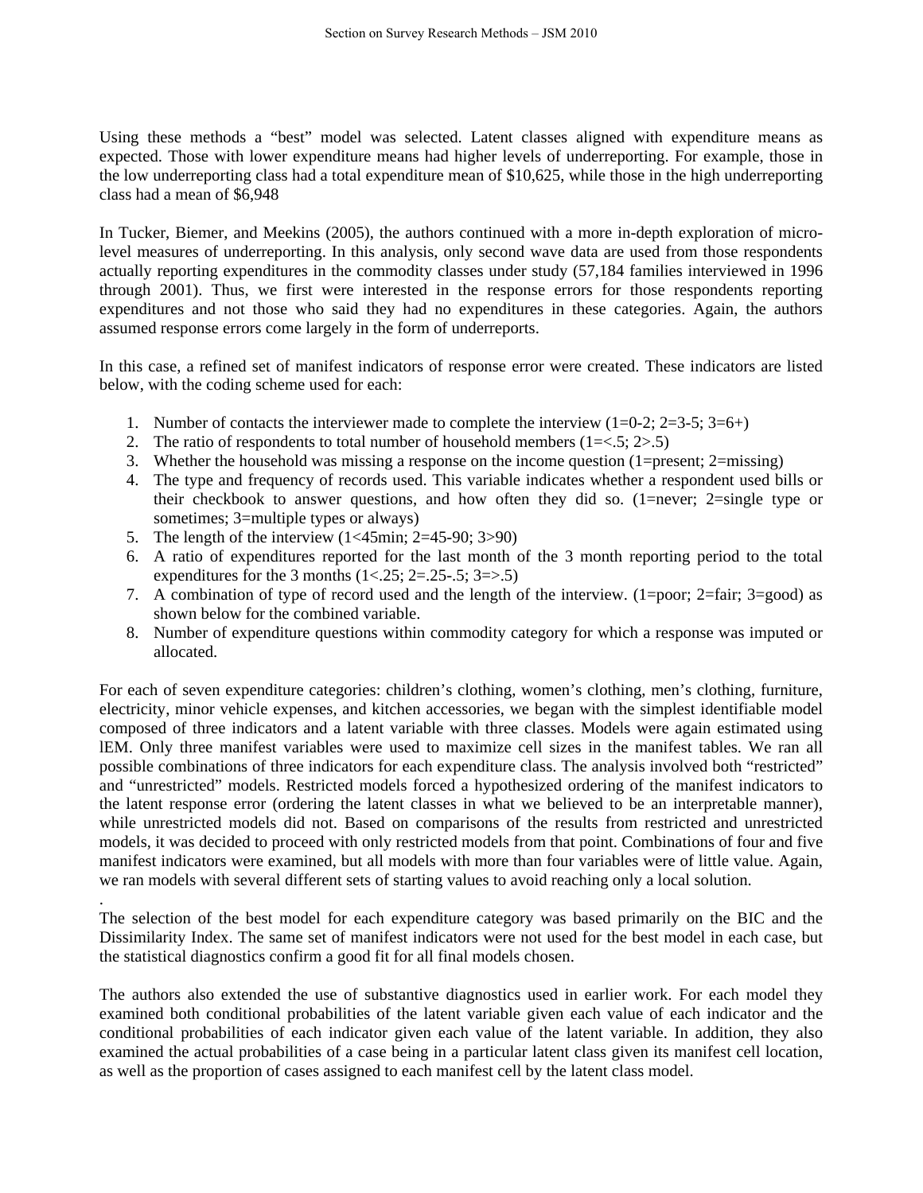Using these methods a "best" model was selected. Latent classes aligned with expenditure means as expected. Those with lower expenditure means had higher levels of underreporting. For example, those in the low underreporting class had a total expenditure mean of $10,625, while those in the high underreporting class had a mean of $6,948

In Tucker, Biemer, and Meekins (2005), the authors continued with a more in-depth exploration of micro-level measures of underreporting. In this analysis, only second wave data are used from those respondents actually reporting expenditures in the commodity classes under study (57,184 families interviewed in 1996 through 2001). Thus, we first were interested in the response errors for those respondents reporting expenditures and not those who said they had no expenditures in these categories. Again, the authors assumed response errors come largely in the form of underreports.

In this case, a refined set of manifest indicators of response error were created. These indicators are listed below, with the coding scheme used for each:

1. Number of contacts the interviewer made to complete the interview (1=0-2; 2=3-5; 3=6+)
2. The ratio of respondents to total number of household members (1=<.5; 2>.5)
3. Whether the household was missing a response on the income question (1=present; 2=missing)
4. The type and frequency of records used. This variable indicates whether a respondent used bills or their checkbook to answer questions, and how often they did so. (1=never; 2=single type or sometimes; 3=multiple types or always)
5. The length of the interview (1<45min; 2=45-90; 3>90)
6. A ratio of expenditures reported for the last month of the 3 month reporting period to the total expenditures for the 3 months (1<.25; 2=.25-.5; 3=>.5)
7. A combination of type of record used and the length of the interview. (1=poor; 2=fair; 3=good) as shown below for the combined variable.
8. Number of expenditure questions within commodity category for which a response was imputed or allocated.

For each of seven expenditure categories: children's clothing, women's clothing, men's clothing, furniture, electricity, minor vehicle expenses, and kitchen accessories, we began with the simplest identifiable model composed of three indicators and a latent variable with three classes. Models were again estimated using lEM. Only three manifest variables were used to maximize cell sizes in the manifest tables. We ran all possible combinations of three indicators for each expenditure class. The analysis involved both "restricted" and "unrestricted" models. Restricted models forced a hypothesized ordering of the manifest indicators to the latent response error (ordering the latent classes in what we believed to be an interpretable manner), while unrestricted models did not. Based on comparisons of the results from restricted and unrestricted models, it was decided to proceed with only restricted models from that point. Combinations of four and five manifest indicators were examined, but all models with more than four variables were of little value. Again, we ran models with several different sets of starting values to avoid reaching only a local solution.

.
The selection of the best model for each expenditure category was based primarily on the BIC and the Dissimilarity Index. The same set of manifest indicators were not used for the best model in each case, but the statistical diagnostics confirm a good fit for all final models chosen.

The authors also extended the use of substantive diagnostics used in earlier work. For each model they examined both conditional probabilities of the latent variable given each value of each indicator and the conditional probabilities of each indicator given each value of the latent variable. In addition, they also examined the actual probabilities of a case being in a particular latent class given its manifest cell location, as well as the proportion of cases assigned to each manifest cell by the latent class model.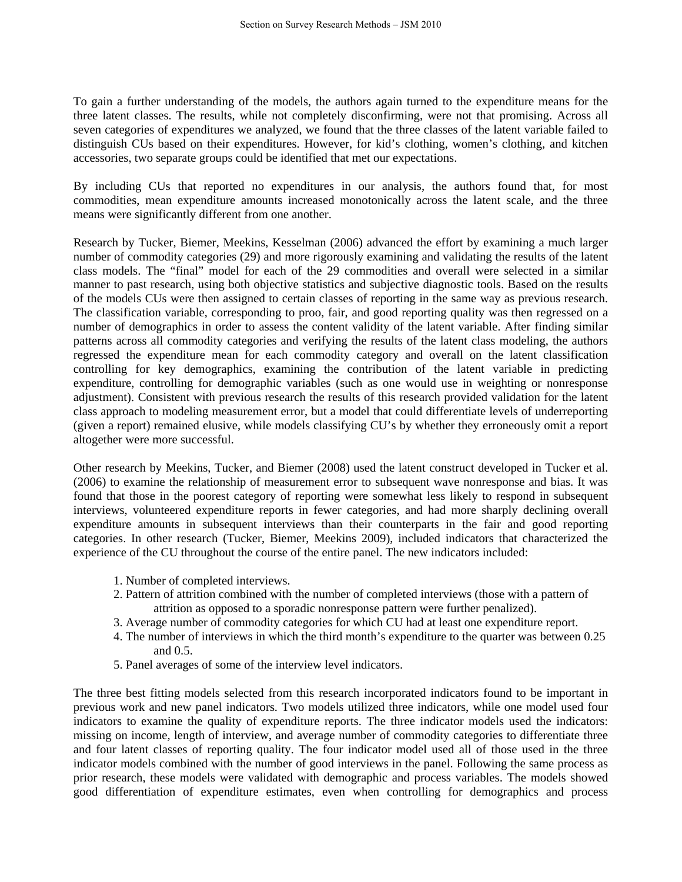To gain a further understanding of the models, the authors again turned to the expenditure means for the three latent classes. The results, while not completely disconfirming, were not that promising. Across all seven categories of expenditures we analyzed, we found that the three classes of the latent variable failed to distinguish CUs based on their expenditures. However, for kid's clothing, women's clothing, and kitchen accessories, two separate groups could be identified that met our expectations.

By including CUs that reported no expenditures in our analysis, the authors found that, for most commodities, mean expenditure amounts increased monotonically across the latent scale, and the three means were significantly different from one another.

Research by Tucker, Biemer, Meekins, Kesselman (2006) advanced the effort by examining a much larger number of commodity categories (29) and more rigorously examining and validating the results of the latent class models. The "final" model for each of the 29 commodities and overall were selected in a similar manner to past research, using both objective statistics and subjective diagnostic tools. Based on the results of the models CUs were then assigned to certain classes of reporting in the same way as previous research. The classification variable, corresponding to proo, fair, and good reporting quality was then regressed on a number of demographics in order to assess the content validity of the latent variable. After finding similar patterns across all commodity categories and verifying the results of the latent class modeling, the authors regressed the expenditure mean for each commodity category and overall on the latent classification controlling for key demographics, examining the contribution of the latent variable in predicting expenditure, controlling for demographic variables (such as one would use in weighting or nonresponse adjustment). Consistent with previous research the results of this research provided validation for the latent class approach to modeling measurement error, but a model that could differentiate levels of underreporting (given a report) remained elusive, while models classifying CU's by whether they erroneously omit a report altogether were more successful.

Other research by Meekins, Tucker, and Biemer (2008) used the latent construct developed in Tucker et al. (2006) to examine the relationship of measurement error to subsequent wave nonresponse and bias. It was found that those in the poorest category of reporting were somewhat less likely to respond in subsequent interviews, volunteered expenditure reports in fewer categories, and had more sharply declining overall expenditure amounts in subsequent interviews than their counterparts in the fair and good reporting categories. In other research (Tucker, Biemer, Meekins 2009), included indicators that characterized the experience of the CU throughout the course of the entire panel. The new indicators included:

1. Number of completed interviews.
2. Pattern of attrition combined with the number of completed interviews (those with a pattern of attrition as opposed to a sporadic nonresponse pattern were further penalized).
3. Average number of commodity categories for which CU had at least one expenditure report.
4. The number of interviews in which the third month's expenditure to the quarter was between 0.25 and 0.5.
5. Panel averages of some of the interview level indicators.

The three best fitting models selected from this research incorporated indicators found to be important in previous work and new panel indicators. Two models utilized three indicators, while one model used four indicators to examine the quality of expenditure reports. The three indicator models used the indicators: missing on income, length of interview, and average number of commodity categories to differentiate three and four latent classes of reporting quality. The four indicator model used all of those used in the three indicator models combined with the number of good interviews in the panel. Following the same process as prior research, these models were validated with demographic and process variables. The models showed good differentiation of expenditure estimates, even when controlling for demographics and process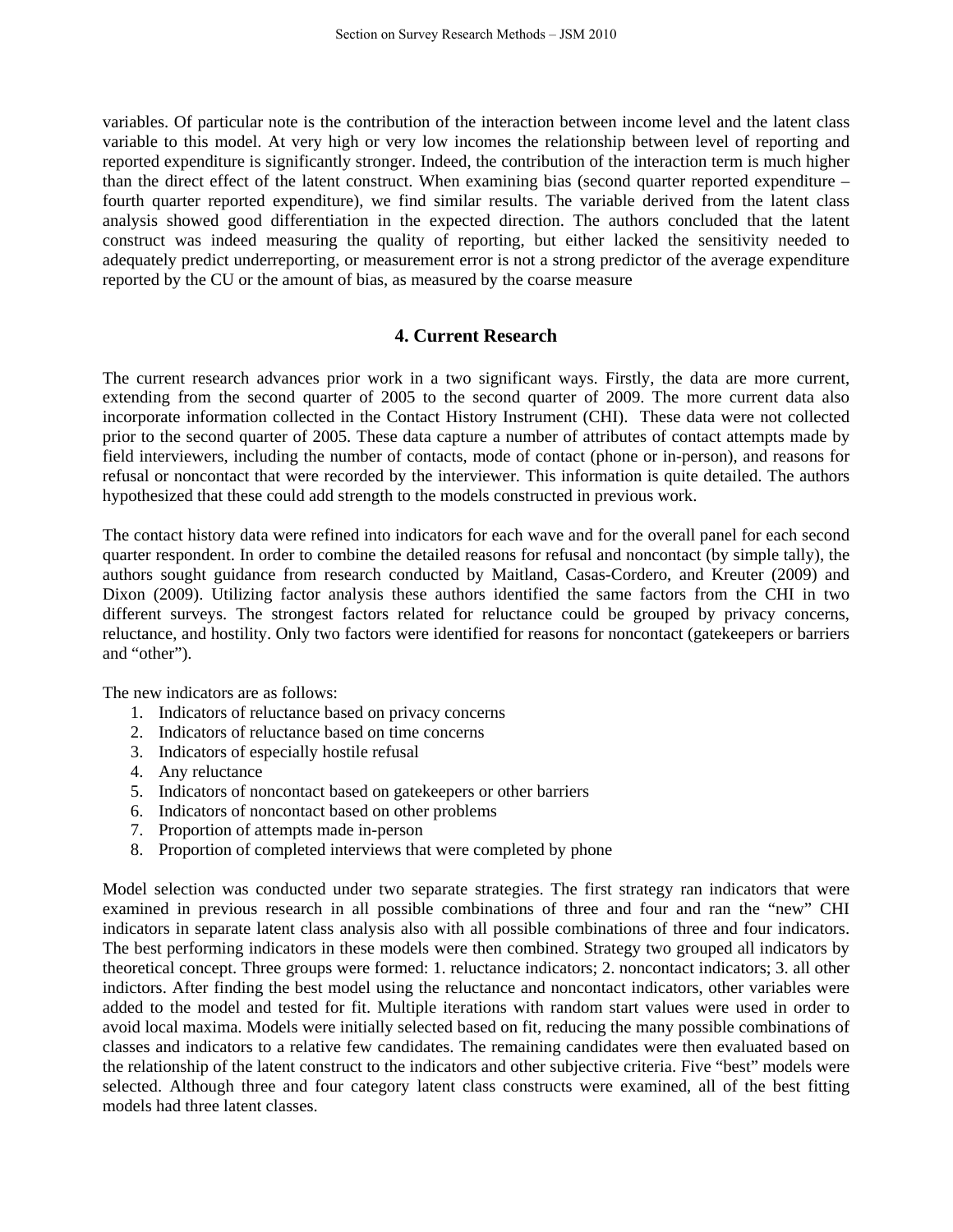variables. Of particular note is the contribution of the interaction between income level and the latent class variable to this model. At very high or very low incomes the relationship between level of reporting and reported expenditure is significantly stronger. Indeed, the contribution of the interaction term is much higher than the direct effect of the latent construct. When examining bias (second quarter reported expenditure – fourth quarter reported expenditure), we find similar results. The variable derived from the latent class analysis showed good differentiation in the expected direction. The authors concluded that the latent construct was indeed measuring the quality of reporting, but either lacked the sensitivity needed to adequately predict underreporting, or measurement error is not a strong predictor of the average expenditure reported by the CU or the amount of bias, as measured by the coarse measure

## 4. Current Research

The current research advances prior work in a two significant ways. Firstly, the data are more current, extending from the second quarter of 2005 to the second quarter of 2009. The more current data also incorporate information collected in the Contact History Instrument (CHI). These data were not collected prior to the second quarter of 2005. These data capture a number of attributes of contact attempts made by field interviewers, including the number of contacts, mode of contact (phone or in-person), and reasons for refusal or noncontact that were recorded by the interviewer. This information is quite detailed. The authors hypothesized that these could add strength to the models constructed in previous work.

The contact history data were refined into indicators for each wave and for the overall panel for each second quarter respondent. In order to combine the detailed reasons for refusal and noncontact (by simple tally), the authors sought guidance from research conducted by Maitland, Casas-Cordero, and Kreuter (2009) and Dixon (2009). Utilizing factor analysis these authors identified the same factors from the CHI in two different surveys. The strongest factors related for reluctance could be grouped by privacy concerns, reluctance, and hostility. Only two factors were identified for reasons for noncontact (gatekeepers or barriers and "other").

The new indicators are as follows:

1. Indicators of reluctance based on privacy concerns
2. Indicators of reluctance based on time concerns
3. Indicators of especially hostile refusal
4. Any reluctance
5. Indicators of noncontact based on gatekeepers or other barriers
6. Indicators of noncontact based on other problems
7. Proportion of attempts made in-person
8. Proportion of completed interviews that were completed by phone

Model selection was conducted under two separate strategies. The first strategy ran indicators that were examined in previous research in all possible combinations of three and four and ran the "new" CHI indicators in separate latent class analysis also with all possible combinations of three and four indicators. The best performing indicators in these models were then combined. Strategy two grouped all indicators by theoretical concept. Three groups were formed: 1. reluctance indicators; 2. noncontact indicators; 3. all other indictors. After finding the best model using the reluctance and noncontact indicators, other variables were added to the model and tested for fit. Multiple iterations with random start values were used in order to avoid local maxima. Models were initially selected based on fit, reducing the many possible combinations of classes and indicators to a relative few candidates. The remaining candidates were then evaluated based on the relationship of the latent construct to the indicators and other subjective criteria. Five "best" models were selected. Although three and four category latent class constructs were examined, all of the best fitting models had three latent classes.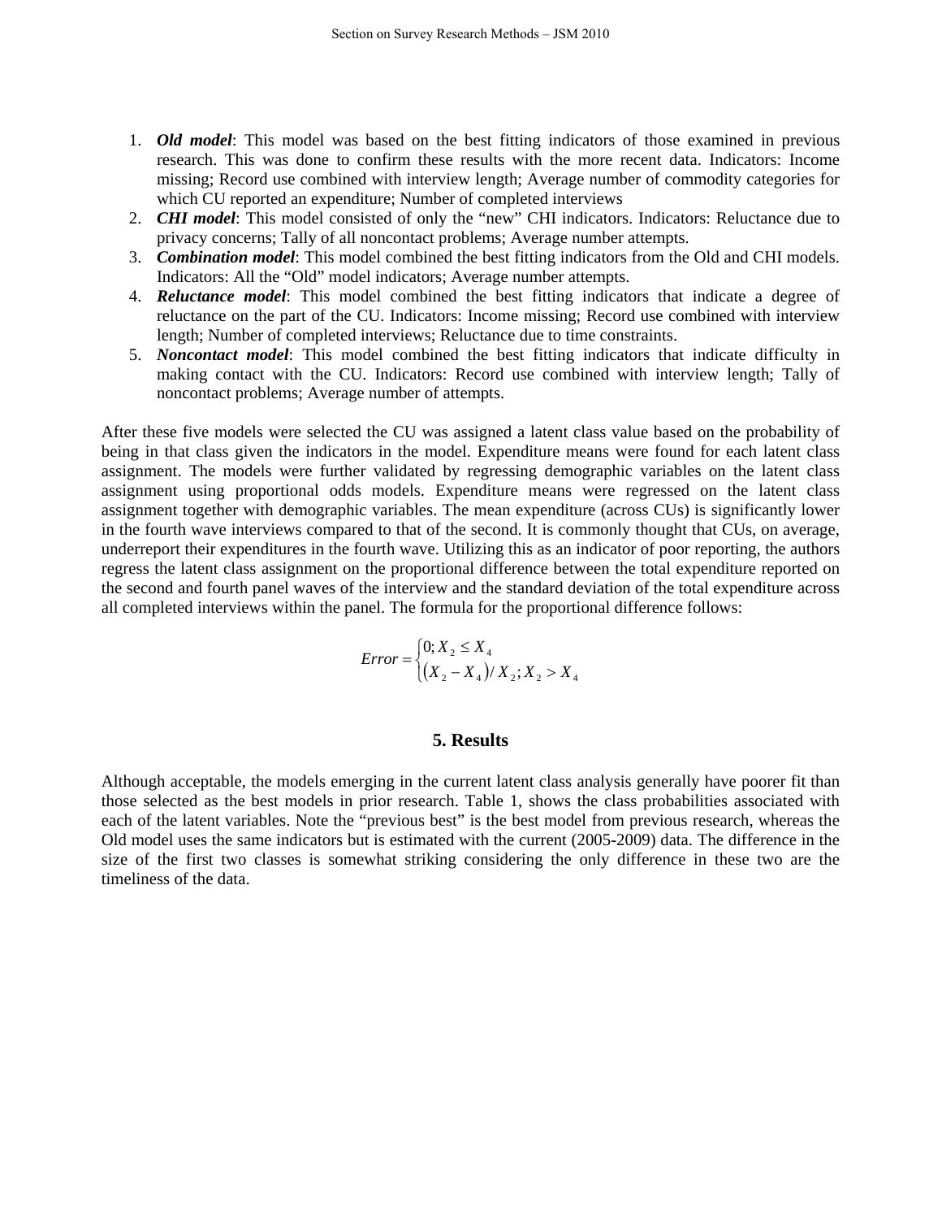1. ***Old model***: This model was based on the best fitting indicators of those examined in previous research. This was done to confirm these results with the more recent data. Indicators: Income missing; Record use combined with interview length; Average number of commodity categories for which CU reported an expenditure; Number of completed interviews
2. ***CHI model***: This model consisted of only the "new" CHI indicators. Indicators: Reluctance due to privacy concerns; Tally of all noncontact problems; Average number attempts.
3. ***Combination model***: This model combined the best fitting indicators from the Old and CHI models. Indicators: All the "Old" model indicators; Average number attempts.
4. ***Reluctance model***: This model combined the best fitting indicators that indicate a degree of reluctance on the part of the CU. Indicators: Income missing; Record use combined with interview length; Number of completed interviews; Reluctance due to time constraints.
5. ***Noncontact model***: This model combined the best fitting indicators that indicate difficulty in making contact with the CU. Indicators: Record use combined with interview length; Tally of noncontact problems; Average number of attempts.

After these five models were selected the CU was assigned a latent class value based on the probability of being in that class given the indicators in the model. Expenditure means were found for each latent class assignment. The models were further validated by regressing demographic variables on the latent class assignment using proportional odds models. Expenditure means were regressed on the latent class assignment together with demographic variables. The mean expenditure (across CUs) is significantly lower in the fourth wave interviews compared to that of the second. It is commonly thought that CUs, on average, underreport their expenditures in the fourth wave. Utilizing this as an indicator of poor reporting, the authors regress the latent class assignment on the proportional difference between the total expenditure reported on the second and fourth panel waves of the interview and the standard deviation of the total expenditure across all completed interviews within the panel. The formula for the proportional difference follows:

$$Error = \begin{cases} 0; X_2 \leq X_4 \\ \left(X_2 - X_4\right)/ X_2; X_2 > X_4 \end{cases}$$

## 5. Results

Although acceptable, the models emerging in the current latent class analysis generally have poorer fit than those selected as the best models in prior research. Table 1, shows the class probabilities associated with each of the latent variables. Note the "previous best" is the best model from previous research, whereas the Old model uses the same indicators but is estimated with the current (2005-2009) data. The difference in the size of the first two classes is somewhat striking considering the only difference in these two are the timeliness of the data.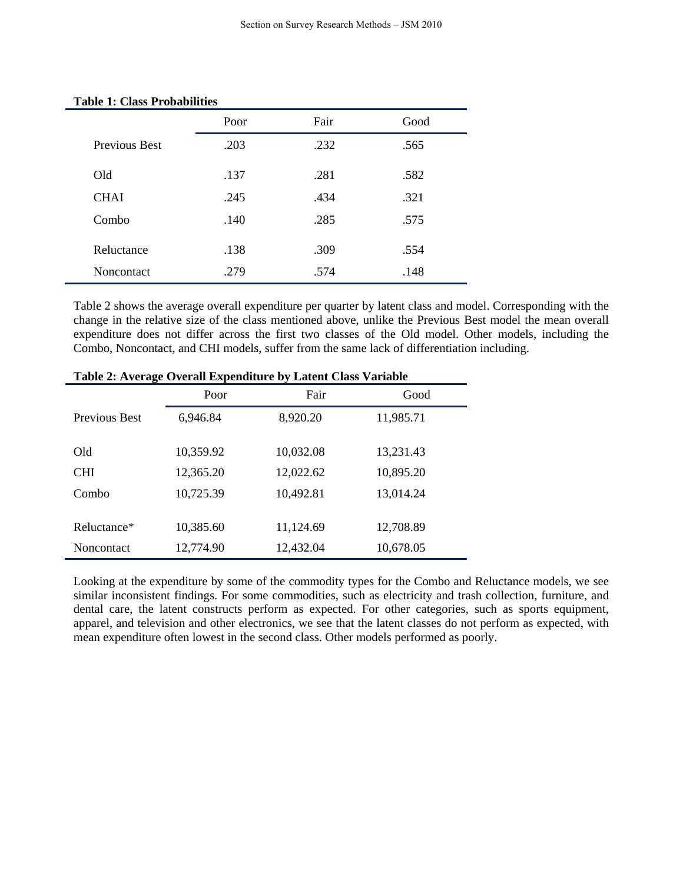**Table 1: Class Probabilities**

| | Poor | Fair | Good |
|---|---|---|---|
| Previous Best | .203 | .232 | .565 |
| Old | .137 | .281 | .582 |
| CHAI | .245 | .434 | .321 |
| Combo | .140 | .285 | .575 |
| Reluctance | .138 | .309 | .554 |
| Noncontact | .279 | .574 | .148 |

Table 2 shows the average overall expenditure per quarter by latent class and model. Corresponding with the change in the relative size of the class mentioned above, unlike the Previous Best model the mean overall expenditure does not differ across the first two classes of the Old model. Other models, including the Combo, Noncontact, and CHI models, suffer from the same lack of differentiation including.

**Table 2: Average Overall Expenditure by Latent Class Variable**

| | Poor | Fair | Good |
|---|---|---|---|
| Previous Best | 6,946.84 | 8,920.20 | 11,985.71 |
| Old | 10,359.92 | 10,032.08 | 13,231.43 |
| CHI | 12,365.20 | 12,022.62 | 10,895.20 |
| Combo | 10,725.39 | 10,492.81 | 13,014.24 |
| Reluctance* | 10,385.60 | 11,124.69 | 12,708.89 |
| Noncontact | 12,774.90 | 12,432.04 | 10,678.05 |

Looking at the expenditure by some of the commodity types for the Combo and Reluctance models, we see similar inconsistent findings. For some commodities, such as electricity and trash collection, furniture, and dental care, the latent constructs perform as expected. For other categories, such as sports equipment, apparel, and television and other electronics, we see that the latent classes do not perform as expected, with mean expenditure often lowest in the second class. Other models performed as poorly.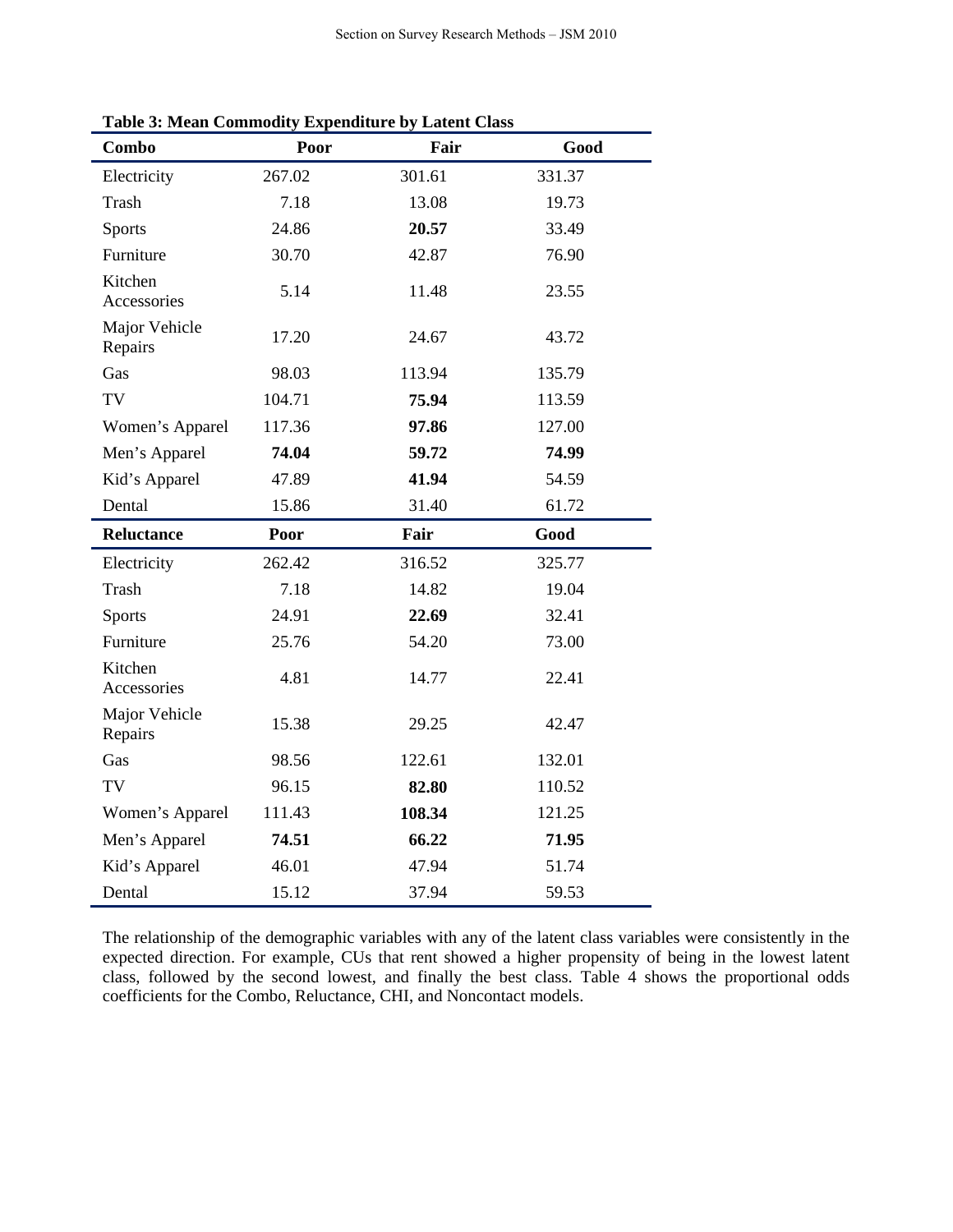**Table 3: Mean Commodity Expenditure by Latent Class**

| Combo | Poor | Fair | Good |
|---|---|---|---|
| Electricity | 267.02 | 301.61 | 331.37 |
| Trash | 7.18 | 13.08 | 19.73 |
| Sports | 24.86 | **20.57** | 33.49 |
| Furniture | 30.70 | 42.87 | 76.90 |
| Kitchen Accessories | 5.14 | 11.48 | 23.55 |
| Major Vehicle Repairs | 17.20 | 24.67 | 43.72 |
| Gas | 98.03 | 113.94 | 135.79 |
| TV | 104.71 | **75.94** | 113.59 |
| Women's Apparel | 117.36 | **97.86** | 127.00 |
| Men's Apparel | **74.04** | **59.72** | **74.99** |
| Kid's Apparel | 47.89 | **41.94** | 54.59 |
| Dental | 15.86 | 31.40 | 61.72 |
| **Reluctance** | **Poor** | **Fair** | **Good** |
| Electricity | 262.42 | 316.52 | 325.77 |
| Trash | 7.18 | 14.82 | 19.04 |
| Sports | 24.91 | **22.69** | 32.41 |
| Furniture | 25.76 | 54.20 | 73.00 |
| Kitchen Accessories | 4.81 | 14.77 | 22.41 |
| Major Vehicle Repairs | 15.38 | 29.25 | 42.47 |
| Gas | 98.56 | 122.61 | 132.01 |
| TV | 96.15 | **82.80** | 110.52 |
| Women's Apparel | 111.43 | **108.34** | 121.25 |
| Men's Apparel | **74.51** | **66.22** | **71.95** |
| Kid's Apparel | 46.01 | 47.94 | 51.74 |
| Dental | 15.12 | 37.94 | 59.53 |

The relationship of the demographic variables with any of the latent class variables were consistently in the expected direction. For example, CUs that rent showed a higher propensity of being in the lowest latent class, followed by the second lowest, and finally the best class. Table 4 shows the proportional odds coefficients for the Combo, Reluctance, CHI, and Noncontact models.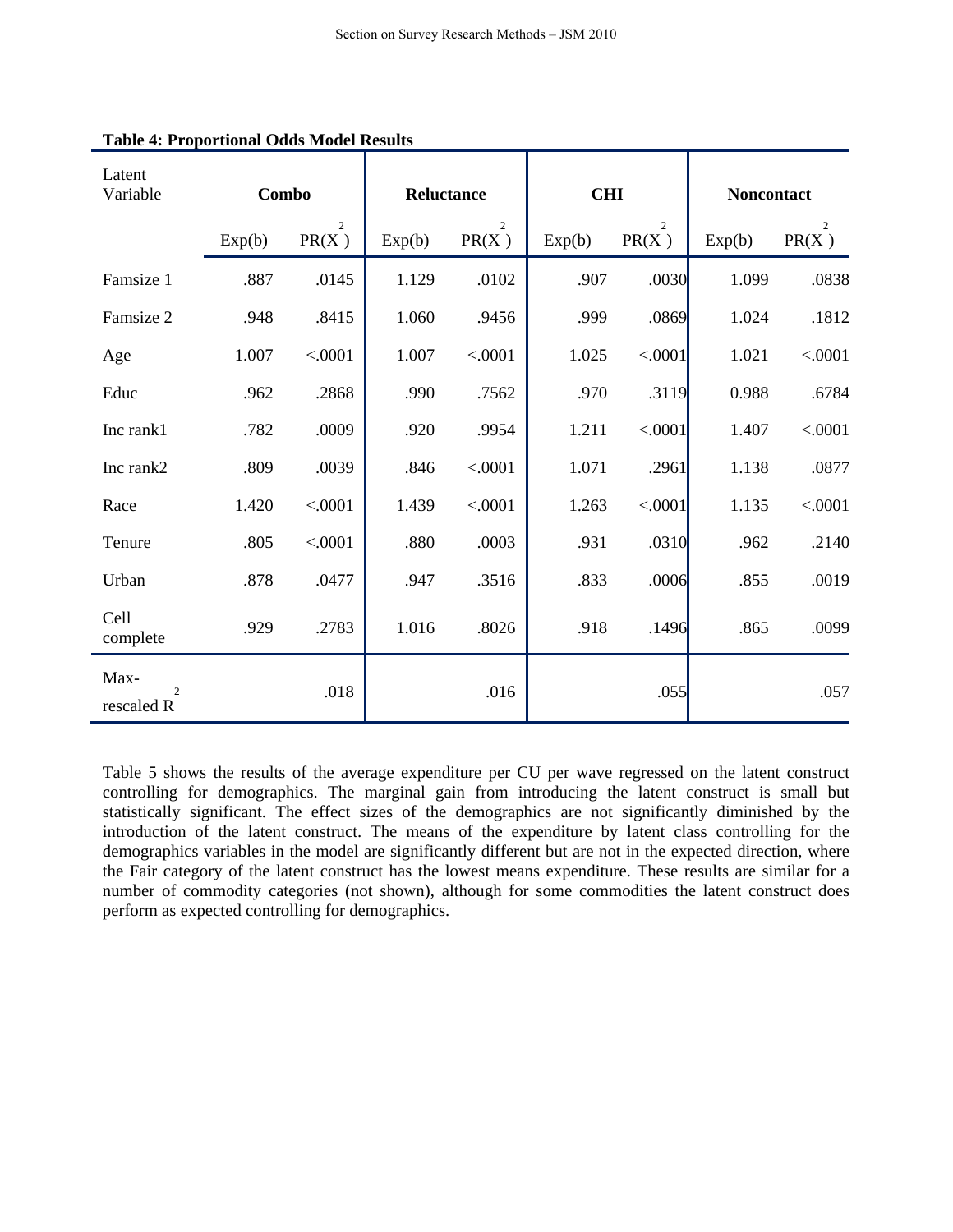**Table 4: Proportional Odds Model Results**

| Latent Variable | Combo | | Reluctance | | CHI | | Noncontact | |
|---|---|---|---|---|---|---|---|---|
| | Exp(b) | PR($X^2$) | Exp(b) | PR($X^2$) | Exp(b) | PR($X^2$) | Exp(b) | PR($X^2$) |
| Famsize 1 | .887 | .0145 | 1.129 | .0102 | .907 | .0030 | 1.099 | .0838 |
| Famsize 2 | .948 | .8415 | 1.060 | .9456 | .999 | .0869 | 1.024 | .1812 |
| Age | 1.007 | <.0001 | 1.007 | <.0001 | 1.025 | <.0001 | 1.021 | <.0001 |
| Educ | .962 | .2868 | .990 | .7562 | .970 | .3119 | 0.988 | .6784 |
| Inc rank1 | .782 | .0009 | .920 | .9954 | 1.211 | <.0001 | 1.407 | <.0001 |
| Inc rank2 | .809 | .0039 | .846 | <.0001 | 1.071 | .2961 | 1.138 | .0877 |
| Race | 1.420 | <.0001 | 1.439 | <.0001 | 1.263 | <.0001 | 1.135 | <.0001 |
| Tenure | .805 | <.0001 | .880 | .0003 | .931 | .0310 | .962 | .2140 |
| Urban | .878 | .0477 | .947 | .3516 | .833 | .0006 | .855 | .0019 |
| Cell complete | .929 | .2783 | 1.016 | .8026 | .918 | .1496 | .865 | .0099 |
| Max-rescaled $R^2$ | | .018 | | .016 | | .055 | | .057 |

Table 5 shows the results of the average expenditure per CU per wave regressed on the latent construct controlling for demographics. The marginal gain from introducing the latent construct is small but statistically significant. The effect sizes of the demographics are not significantly diminished by the introduction of the latent construct. The means of the expenditure by latent class controlling for the demographics variables in the model are significantly different but are not in the expected direction, where the Fair category of the latent construct has the lowest means expenditure. These results are similar for a number of commodity categories (not shown), although for some commodities the latent construct does perform as expected controlling for demographics.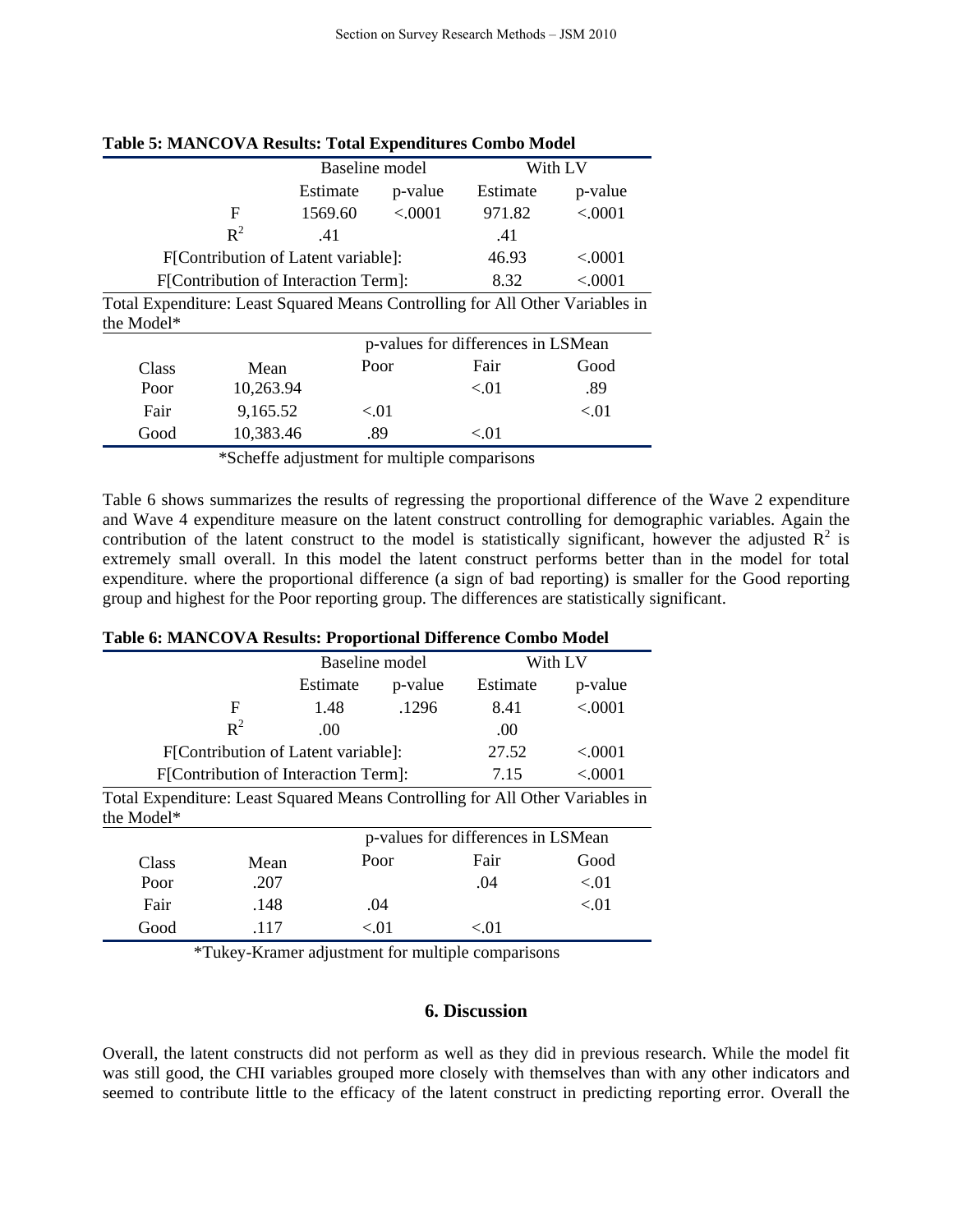**Table 5: MANCOVA Results: Total Expenditures Combo Model**

| | Baseline model | | With LV | |
|---|---|---|---|---|
| | Estimate | p-value | Estimate | p-value |
| F | 1569.60 | <.0001 | 971.82 | <.0001 |
| $R^2$ | .41 | | .41 | |
| F[Contribution of Latent variable]: | | | 46.93 | <.0001 |
| F[Contribution of Interaction Term]: | | | 8.32 | <.0001 |

Total Expenditure: Least Squared Means Controlling for All Other Variables in the Model*

| | | p-values for differences in LSMean | | |
|---|---|---|---|---|
| Class | Mean | Poor | Fair | Good |
| Poor | 10,263.94 | | <.01 | .89 |
| Fair | 9,165.52 | <.01 | | <.01 |
| Good | 10,383.46 | .89 | <.01 | |

*Scheffe adjustment for multiple comparisons

Table 6 shows summarizes the results of regressing the proportional difference of the Wave 2 expenditure and Wave 4 expenditure measure on the latent construct controlling for demographic variables. Again the contribution of the latent construct to the model is statistically significant, however the adjusted $R^2$ is extremely small overall. In this model the latent construct performs better than in the model for total expenditure. where the proportional difference (a sign of bad reporting) is smaller for the Good reporting group and highest for the Poor reporting group. The differences are statistically significant.

**Table 6: MANCOVA Results: Proportional Difference Combo Model**

| | Baseline model | | With LV | |
|---|---|---|---|---|
| | Estimate | p-value | Estimate | p-value |
| F | 1.48 | .1296 | 8.41 | <.0001 |
| $R^2$ | .00 | | .00 | |
| F[Contribution of Latent variable]: | | | 27.52 | <.0001 |
| F[Contribution of Interaction Term]: | | | 7.15 | <.0001 |

Total Expenditure: Least Squared Means Controlling for All Other Variables in the Model*

| | | p-values for differences in LSMean | | |
|---|---|---|---|---|
| Class | Mean | Poor | Fair | Good |
| Poor | .207 | | .04 | <.01 |
| Fair | .148 | .04 | | <.01 |
| Good | .117 | <.01 | <.01 | |

*Tukey-Kramer adjustment for multiple comparisons

## 6. Discussion

Overall, the latent constructs did not perform as well as they did in previous research. While the model fit was still good, the CHI variables grouped more closely with themselves than with any other indicators and seemed to contribute little to the efficacy of the latent construct in predicting reporting error. Overall the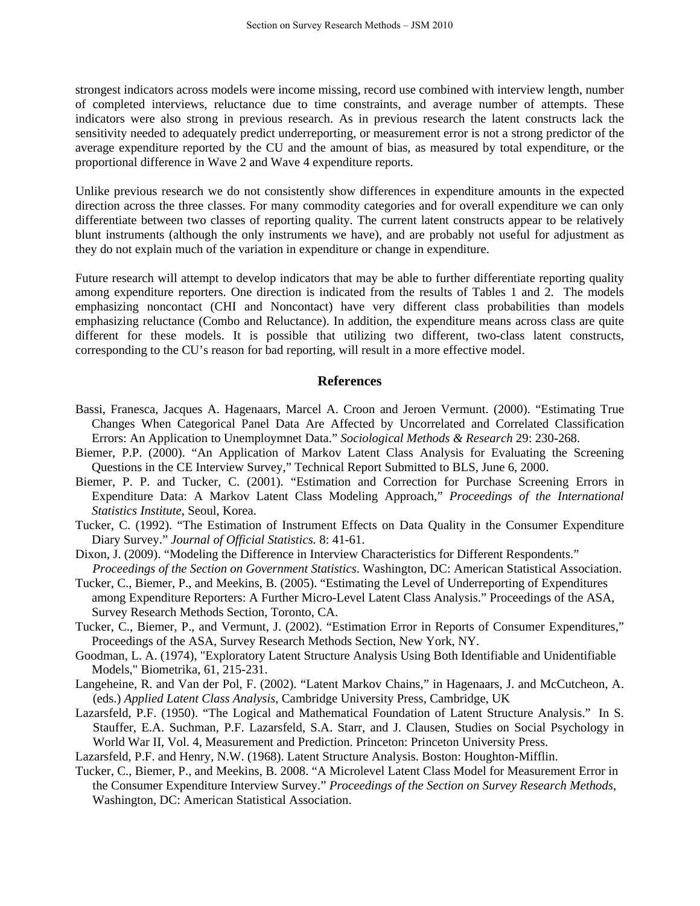strongest indicators across models were income missing, record use combined with interview length, number of completed interviews, reluctance due to time constraints, and average number of attempts. These indicators were also strong in previous research. As in previous research the latent constructs lack the sensitivity needed to adequately predict underreporting, or measurement error is not a strong predictor of the average expenditure reported by the CU and the amount of bias, as measured by total expenditure, or the proportional difference in Wave 2 and Wave 4 expenditure reports.

Unlike previous research we do not consistently show differences in expenditure amounts in the expected direction across the three classes. For many commodity categories and for overall expenditure we can only differentiate between two classes of reporting quality. The current latent constructs appear to be relatively blunt instruments (although the only instruments we have), and are probably not useful for adjustment as they do not explain much of the variation in expenditure or change in expenditure.

Future research will attempt to develop indicators that may be able to further differentiate reporting quality among expenditure reporters. One direction is indicated from the results of Tables 1 and 2. The models emphasizing noncontact (CHI and Noncontact) have very different class probabilities than models emphasizing reluctance (Combo and Reluctance). In addition, the expenditure means across class are quite different for these models. It is possible that utilizing two different, two-class latent constructs, corresponding to the CU's reason for bad reporting, will result in a more effective model.

## References

Bassi, Franesca, Jacques A. Hagenaars, Marcel A. Croon and Jeroen Vermunt. (2000). "Estimating True Changes When Categorical Panel Data Are Affected by Uncorrelated and Correlated Classification Errors: An Application to Unemploymnet Data." *Sociological Methods & Research* 29: 230-268.

Biemer, P.P. (2000). "An Application of Markov Latent Class Analysis for Evaluating the Screening Questions in the CE Interview Survey," Technical Report Submitted to BLS, June 6, 2000.

Biemer, P. P. and Tucker, C. (2001). "Estimation and Correction for Purchase Screening Errors in Expenditure Data: A Markov Latent Class Modeling Approach," *Proceedings of the International Statistics Institute*, Seoul, Korea.

Tucker, C. (1992). "The Estimation of Instrument Effects on Data Quality in the Consumer Expenditure Diary Survey." *Journal of Official Statistics.* 8: 41-61.

Dixon, J. (2009). "Modeling the Difference in Interview Characteristics for Different Respondents." *Proceedings of the Section on Government Statistics*. Washington, DC: American Statistical Association.

Tucker, C., Biemer, P., and Meekins, B. (2005). "Estimating the Level of Underreporting of Expenditures among Expenditure Reporters: A Further Micro-Level Latent Class Analysis." Proceedings of the ASA, Survey Research Methods Section, Toronto, CA.

Tucker, C., Biemer, P., and Vermunt, J. (2002). "Estimation Error in Reports of Consumer Expenditures," Proceedings of the ASA, Survey Research Methods Section, New York, NY.

Goodman, L. A. (1974), "Exploratory Latent Structure Analysis Using Both Identifiable and Unidentifiable Models," Biometrika, 61, 215-231.

Langeheine, R. and Van der Pol, F. (2002). "Latent Markov Chains," in Hagenaars, J. and McCutcheon, A. (eds.) *Applied Latent Class Analysis*, Cambridge University Press, Cambridge, UK

Lazarsfeld, P.F. (1950). "The Logical and Mathematical Foundation of Latent Structure Analysis." In S. Stauffer, E.A. Suchman, P.F. Lazarsfeld, S.A. Starr, and J. Clausen, Studies on Social Psychology in World War II, Vol. 4, Measurement and Prediction. Princeton: Princeton University Press.

Lazarsfeld, P.F. and Henry, N.W. (1968). Latent Structure Analysis. Boston: Houghton-Mifflin.

Tucker, C., Biemer, P., and Meekins, B. 2008. "A Microlevel Latent Class Model for Measurement Error in the Consumer Expenditure Interview Survey." *Proceedings of the Section on Survey Research Methods*, Washington, DC: American Statistical Association.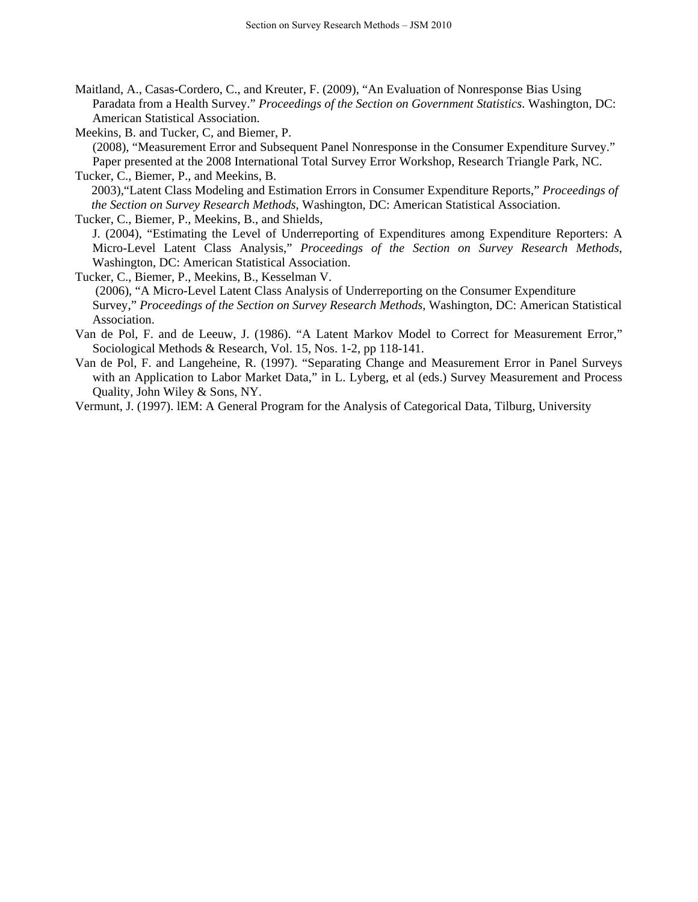Maitland, A., Casas-Cordero, C., and Kreuter, F. (2009), "An Evaluation of Nonresponse Bias Using Paradata from a Health Survey." *Proceedings of the Section on Government Statistics*. Washington, DC: American Statistical Association.

Meekins, B. and Tucker, C, and Biemer, P. (2008), "Measurement Error and Subsequent Panel Nonresponse in the Consumer Expenditure Survey." Paper presented at the 2008 International Total Survey Error Workshop, Research Triangle Park, NC.

Tucker, C., Biemer, P., and Meekins, B. 2003),"Latent Class Modeling and Estimation Errors in Consumer Expenditure Reports," *Proceedings of the Section on Survey Research Methods*, Washington, DC: American Statistical Association.

Tucker, C., Biemer, P., Meekins, B., and Shields, J. (2004), "Estimating the Level of Underreporting of Expenditures among Expenditure Reporters: A Micro-Level Latent Class Analysis," *Proceedings of the Section on Survey Research Methods*, Washington, DC: American Statistical Association.

Tucker, C., Biemer, P., Meekins, B., Kesselman V. (2006), "A Micro-Level Latent Class Analysis of Underreporting on the Consumer Expenditure Survey," *Proceedings of the Section on Survey Research Methods*, Washington, DC: American Statistical Association.

Van de Pol, F. and de Leeuw, J. (1986). "A Latent Markov Model to Correct for Measurement Error," Sociological Methods & Research, Vol. 15, Nos. 1-2, pp 118-141.

Van de Pol, F. and Langeheine, R. (1997). "Separating Change and Measurement Error in Panel Surveys with an Application to Labor Market Data," in L. Lyberg, et al (eds.) Survey Measurement and Process Quality, John Wiley & Sons, NY.

Vermunt, J. (1997). lEM: A General Program for the Analysis of Categorical Data, Tilburg, University